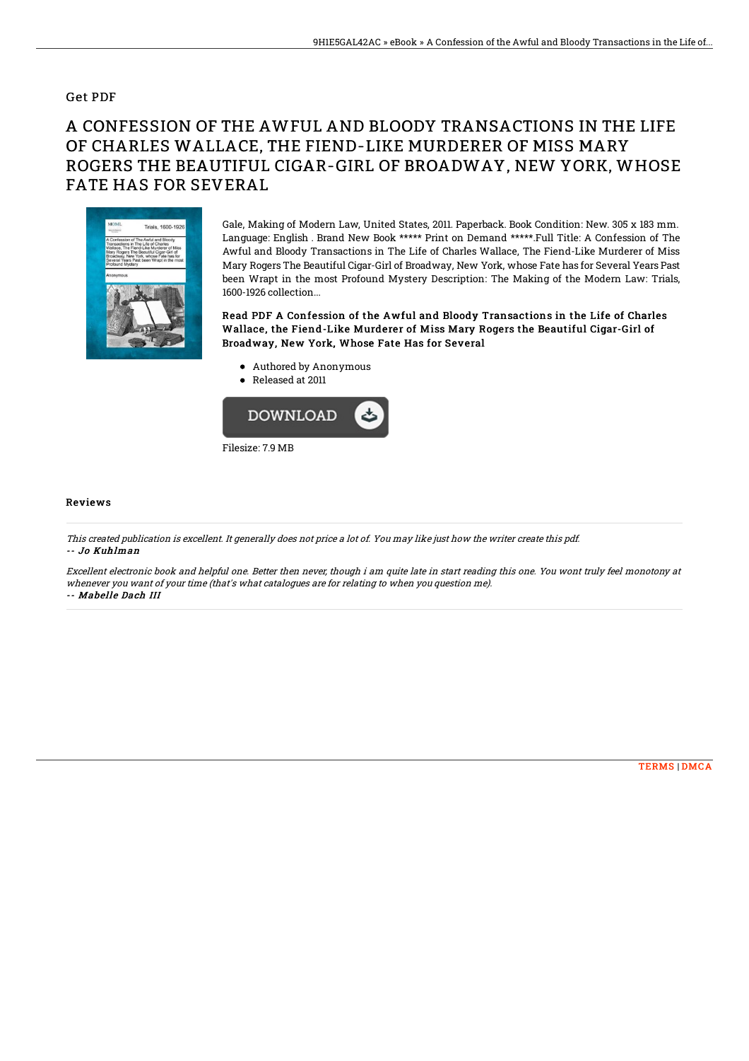## Get PDF

# A CONFESSION OF THE AWFUL AND BLOODY TRANSACTIONS IN THE LIFE OF CHARLES WALLACE, THE FIEND-LIKE MURDERER OF MISS MARY ROGERS THE BEAUTIFUL CIGAR-GIRL OF BROADWAY, NEW YORK, WHOSE FATE HAS FOR SEVERAL

Gale, Making of Modern Law, United States, 2011. Paperback. Book Condition: New. 305 x 183 mm. Language: English . Brand New Book ***** Print on Demand *****.Full Title: A Confession of The Awful and Bloody Transactions in The Life of Charles Wallace, The Fiend-Like Murderer of Miss Mary Rogers The Beautiful Cigar-Girl of Broadway, New York, whose Fate has for Several Years Past been Wrapt in the most Profound Mystery Description: The Making of the Modern Law: Trials, 1600-1926 collection...

### Read PDF A Confession of the Awful and Bloody Transactions in the Life of Charles Wallace, the Fiend-Like Murderer of Miss Mary Rogers the Beautiful Cigar-Girl of Broadway, New York, Whose Fate Has for Several

- Authored by Anonymous
- Released at 2011

DOWNLOAD

Filesize: 7.9 MB

### Reviews

*This created publication is excellent. It generally does not price a lot of. You may like just how the writer create this pdf.*
*-- Jo Kuhlman*

*Excellent electronic book and helpful one. Better then never, though i am quite late in start reading this one. You wont truly feel monotony at whenever you want of your time (that's what catalogues are for relating to when you question me).*
*-- Mabelle Dach III*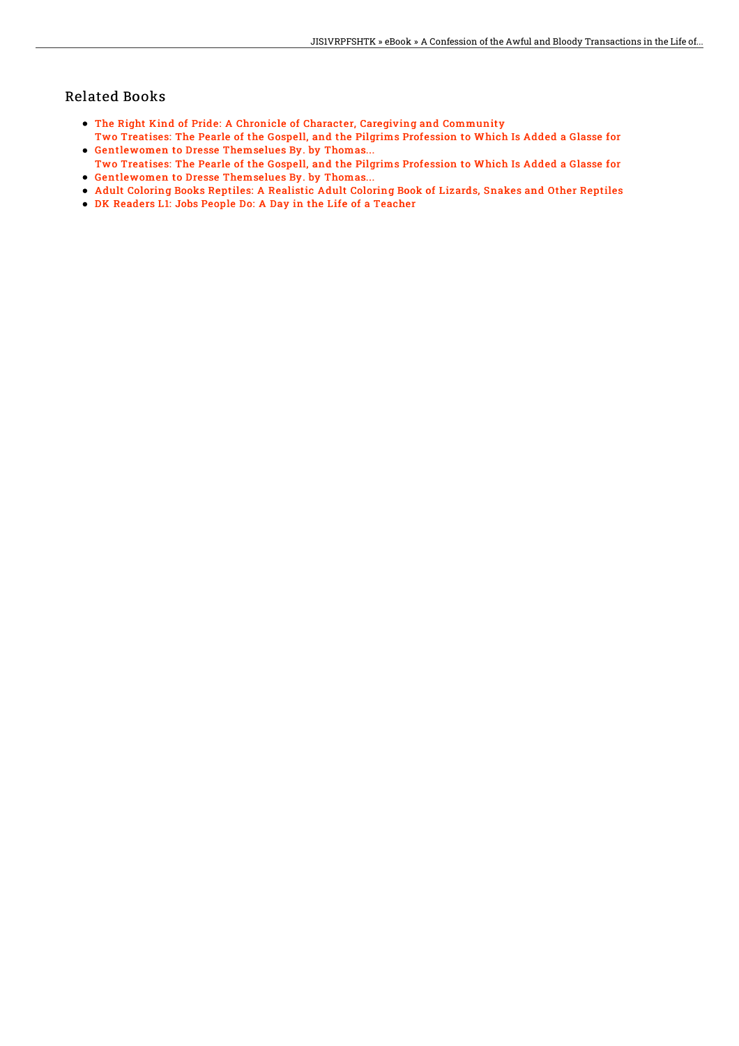## Related Books

- The Right Kind of Pride: A Chronicle of Character, Caregiving and Community
- Two Treatises: The Pearle of the Gospell, and the Pilgrims Profession to Which Is Added a Glasse for Gentlewomen to Dresse Themselues By. by Thomas...
- Two Treatises: The Pearle of the Gospell, and the Pilgrims Profession to Which Is Added a Glasse for Gentlewomen to Dresse Themselues By. by Thomas...
- Adult Coloring Books Reptiles: A Realistic Adult Coloring Book of Lizards, Snakes and Other Reptiles
- DK Readers L1: Jobs People Do: A Day in the Life of a Teacher